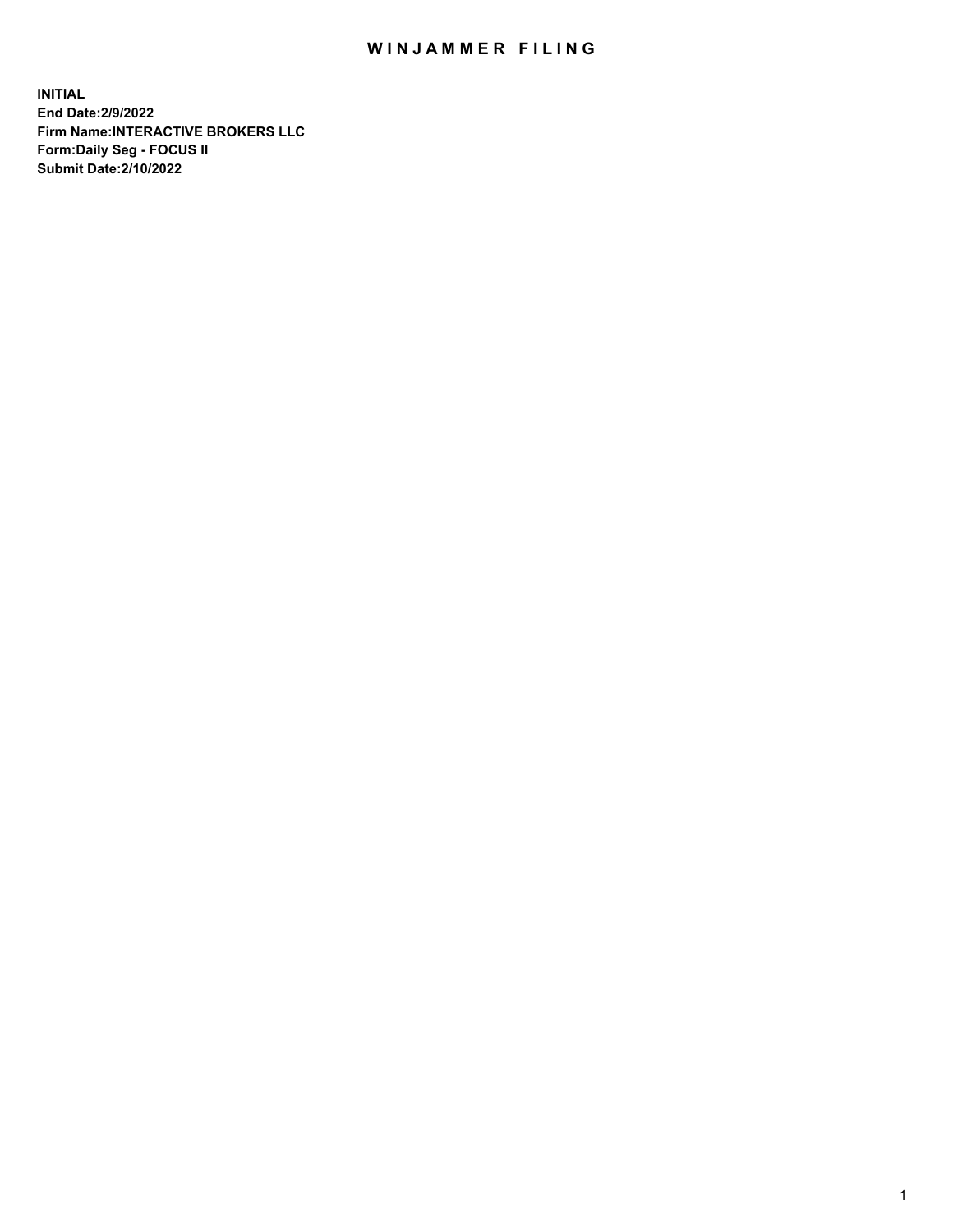# WINJAMMER FILING

**INITIAL**
**End Date:2/9/2022**
**Firm Name:INTERACTIVE BROKERS LLC**
**Form:Daily Seg - FOCUS II**
**Submit Date:2/10/2022**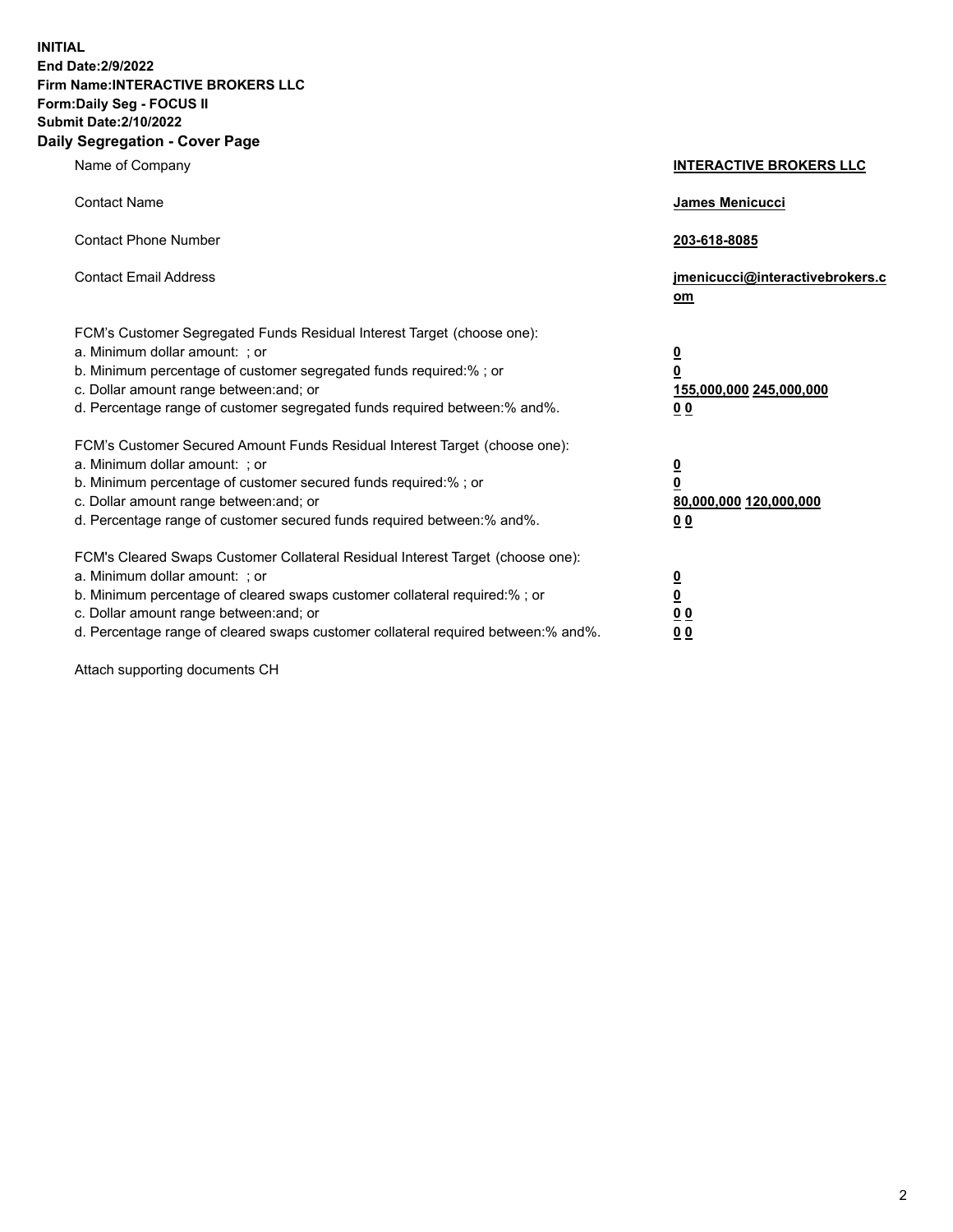**INITIAL**
**End Date:2/9/2022**
**Firm Name:INTERACTIVE BROKERS LLC**
**Form:Daily Seg - FOCUS II**
**Submit Date:2/10/2022**

## Daily Segregation - Cover Page

| | |
|---|---|
| Name of Company | **INTERACTIVE BROKERS LLC** |
| Contact Name | **James Menicucci** |
| Contact Phone Number | **203-618-8085** |
| Contact Email Address | **jmenicucci@interactivebrokers.com** |
| FCM's Customer Segregated Funds Residual Interest Target (choose one): | |
| a. Minimum dollar amount: ; or | **0** |
| b. Minimum percentage of customer segregated funds required:% ; or | **0** |
| c. Dollar amount range between:and; or | **155,000,000 245,000,000** |
| d. Percentage range of customer segregated funds required between:% and%. | **0 0** |
| FCM's Customer Secured Amount Funds Residual Interest Target (choose one): | |
| a. Minimum dollar amount: ; or | **0** |
| b. Minimum percentage of customer secured funds required:% ; or | **0** |
| c. Dollar amount range between:and; or | **80,000,000 120,000,000** |
| d. Percentage range of customer secured funds required between:% and%. | **0 0** |
| FCM's Cleared Swaps Customer Collateral Residual Interest Target (choose one): | |
| a. Minimum dollar amount: ; or | **0** |
| b. Minimum percentage of cleared swaps customer collateral required:% ; or | **0** |
| c. Dollar amount range between:and; or | **0 0** |
| d. Percentage range of cleared swaps customer collateral required between:% and%. | **0 0** |

Attach supporting documents CH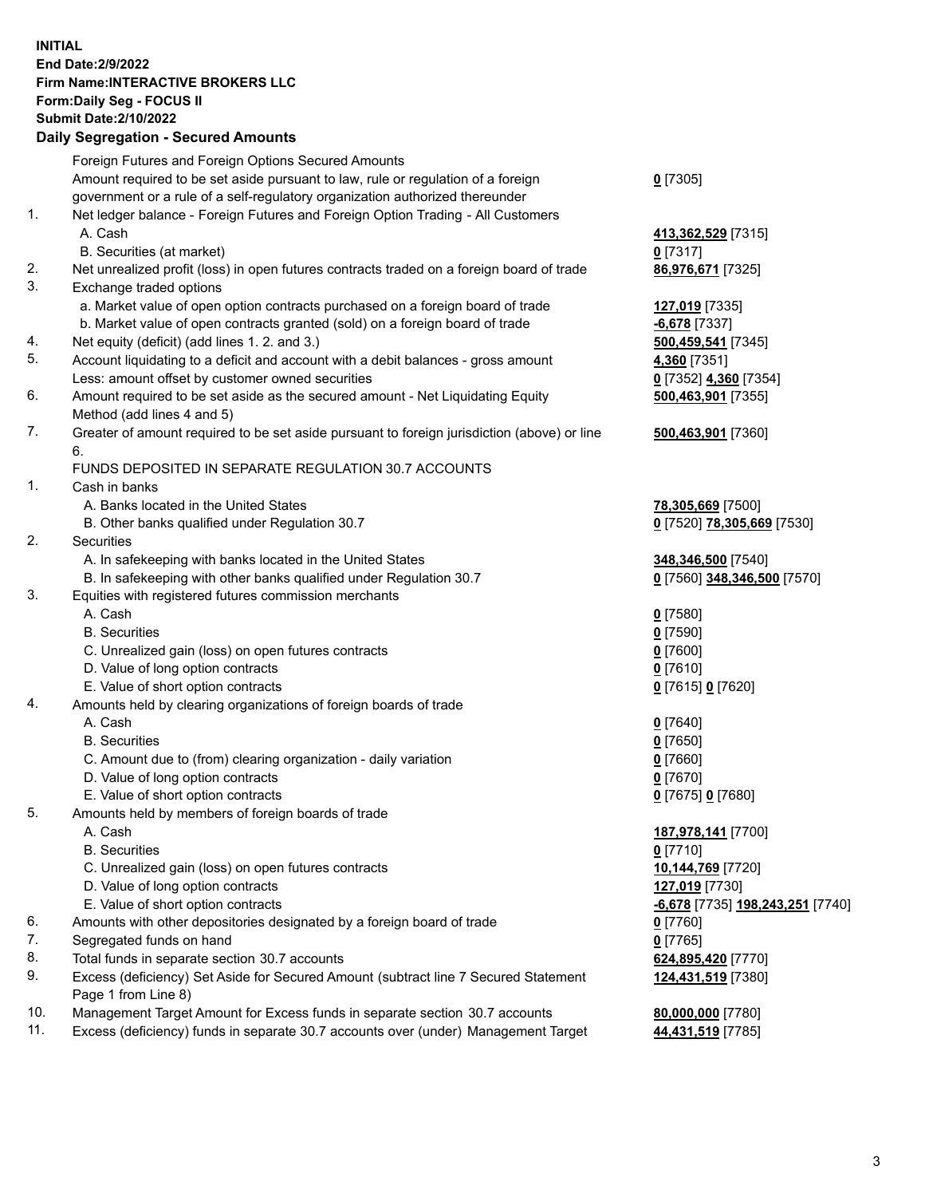**INITIAL**
**End Date:2/9/2022**
**Firm Name:INTERACTIVE BROKERS LLC**
**Form:Daily Seg - FOCUS II**
**Submit Date:2/10/2022**

## Daily Segregation - Secured Amounts

| | | |
|---|---|---|
| | Foreign Futures and Foreign Options Secured Amounts | |
| | Amount required to be set aside pursuant to law, rule or regulation of a foreign government or a rule of a self-regulatory organization authorized thereunder | **0** [7305] |
| 1. | Net ledger balance - Foreign Futures and Foreign Option Trading - All Customers | |
| | A. Cash | **413,362,529** [7315] |
| | B. Securities (at market) | **0** [7317] |
| 2. | Net unrealized profit (loss) in open futures contracts traded on a foreign board of trade | **86,976,671** [7325] |
| 3. | Exchange traded options | |
| | a. Market value of open option contracts purchased on a foreign board of trade | **127,019** [7335] |
| | b. Market value of open contracts granted (sold) on a foreign board of trade | **-6,678** [7337] |
| 4. | Net equity (deficit) (add lines 1. 2. and 3.) | **500,459,541** [7345] |
| 5. | Account liquidating to a deficit and account with a debit balances - gross amount | **4,360** [7351] |
| | Less: amount offset by customer owned securities | **0** [7352] **4,360** [7354] |
| 6. | Amount required to be set aside as the secured amount - Net Liquidating Equity Method (add lines 4 and 5) | **500,463,901** [7355] |
| 7. | Greater of amount required to be set aside pursuant to foreign jurisdiction (above) or line 6. | **500,463,901** [7360] |
| | FUNDS DEPOSITED IN SEPARATE REGULATION 30.7 ACCOUNTS | |
| 1. | Cash in banks | |
| | A. Banks located in the United States | **78,305,669** [7500] |
| | B. Other banks qualified under Regulation 30.7 | **0** [7520] **78,305,669** [7530] |
| 2. | Securities | |
| | A. In safekeeping with banks located in the United States | **348,346,500** [7540] |
| | B. In safekeeping with other banks qualified under Regulation 30.7 | **0** [7560] **348,346,500** [7570] |
| 3. | Equities with registered futures commission merchants | |
| | A. Cash | **0** [7580] |
| | B. Securities | **0** [7590] |
| | C. Unrealized gain (loss) on open futures contracts | **0** [7600] |
| | D. Value of long option contracts | **0** [7610] |
| | E. Value of short option contracts | **0** [7615] **0** [7620] |
| 4. | Amounts held by clearing organizations of foreign boards of trade | |
| | A. Cash | **0** [7640] |
| | B. Securities | **0** [7650] |
| | C. Amount due to (from) clearing organization - daily variation | **0** [7660] |
| | D. Value of long option contracts | **0** [7670] |
| | E. Value of short option contracts | **0** [7675] **0** [7680] |
| 5. | Amounts held by members of foreign boards of trade | |
| | A. Cash | **187,978,141** [7700] |
| | B. Securities | **0** [7710] |
| | C. Unrealized gain (loss) on open futures contracts | **10,144,769** [7720] |
| | D. Value of long option contracts | **127,019** [7730] |
| | E. Value of short option contracts | **-6,678** [7735] **198,243,251** [7740] |
| 6. | Amounts with other depositories designated by a foreign board of trade | **0** [7760] |
| 7. | Segregated funds on hand | **0** [7765] |
| 8. | Total funds in separate section 30.7 accounts | **624,895,420** [7770] |
| 9. | Excess (deficiency) Set Aside for Secured Amount (subtract line 7 Secured Statement Page 1 from Line 8) | **124,431,519** [7380] |
| 10. | Management Target Amount for Excess funds in separate section 30.7 accounts | **80,000,000** [7780] |
| 11. | Excess (deficiency) funds in separate 30.7 accounts over (under) Management Target | **44,431,519** [7785] |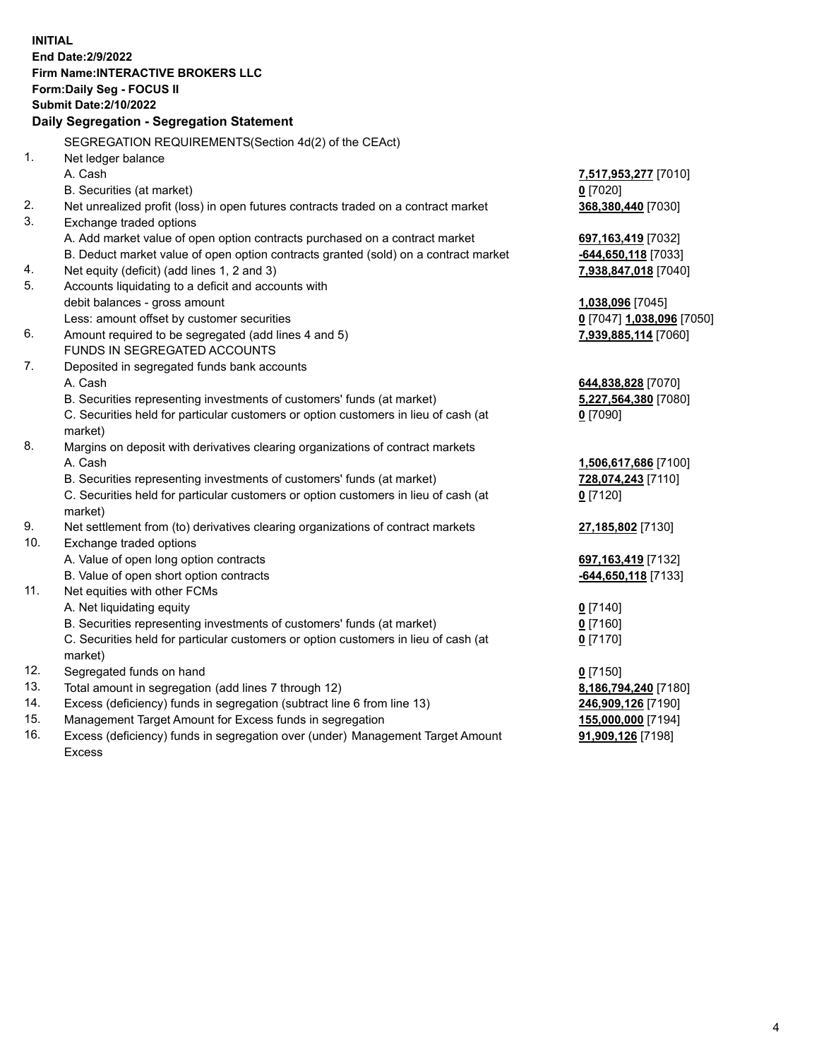**INITIAL**
**End Date:2/9/2022**
**Firm Name:INTERACTIVE BROKERS LLC**
**Form:Daily Seg - FOCUS II**
**Submit Date:2/10/2022**
**Daily Segregation - Segregation Statement**

SEGREGATION REQUIREMENTS(Section 4d(2) of the CEAct)

| | | |
|---|---|---|
| 1. | Net ledger balance | |
| | A. Cash | **7,517,953,277** [7010] |
| | B. Securities (at market) | **0** [7020] |
| 2. | Net unrealized profit (loss) in open futures contracts traded on a contract market | **368,380,440** [7030] |
| 3. | Exchange traded options | |
| | A. Add market value of open option contracts purchased on a contract market | **697,163,419** [7032] |
| | B. Deduct market value of open option contracts granted (sold) on a contract market | **-644,650,118** [7033] |
| 4. | Net equity (deficit) (add lines 1, 2 and 3) | **7,938,847,018** [7040] |
| 5. | Accounts liquidating to a deficit and accounts with debit balances - gross amount | **1,038,096** [7045] |
| | Less: amount offset by customer securities | **0** [7047] **1,038,096** [7050] |
| 6. | Amount required to be segregated (add lines 4 and 5) | **7,939,885,114** [7060] |
| | FUNDS IN SEGREGATED ACCOUNTS | |
| 7. | Deposited in segregated funds bank accounts | |
| | A. Cash | **644,838,828** [7070] |
| | B. Securities representing investments of customers' funds (at market) | **5,227,564,380** [7080] |
| | C. Securities held for particular customers or option customers in lieu of cash (at market) | **0** [7090] |
| 8. | Margins on deposit with derivatives clearing organizations of contract markets | |
| | A. Cash | **1,506,617,686** [7100] |
| | B. Securities representing investments of customers' funds (at market) | **728,074,243** [7110] |
| | C. Securities held for particular customers or option customers in lieu of cash (at market) | **0** [7120] |
| 9. | Net settlement from (to) derivatives clearing organizations of contract markets | **27,185,802** [7130] |
| 10. | Exchange traded options | |
| | A. Value of open long option contracts | **697,163,419** [7132] |
| | B. Value of open short option contracts | **-644,650,118** [7133] |
| 11. | Net equities with other FCMs | |
| | A. Net liquidating equity | **0** [7140] |
| | B. Securities representing investments of customers' funds (at market) | **0** [7160] |
| | C. Securities held for particular customers or option customers in lieu of cash (at market) | **0** [7170] |
| 12. | Segregated funds on hand | **0** [7150] |
| 13. | Total amount in segregation (add lines 7 through 12) | **8,186,794,240** [7180] |
| 14. | Excess (deficiency) funds in segregation (subtract line 6 from line 13) | **246,909,126** [7190] |
| 15. | Management Target Amount for Excess funds in segregation | **155,000,000** [7194] |
| 16. | Excess (deficiency) funds in segregation over (under) Management Target Amount Excess | **91,909,126** [7198] |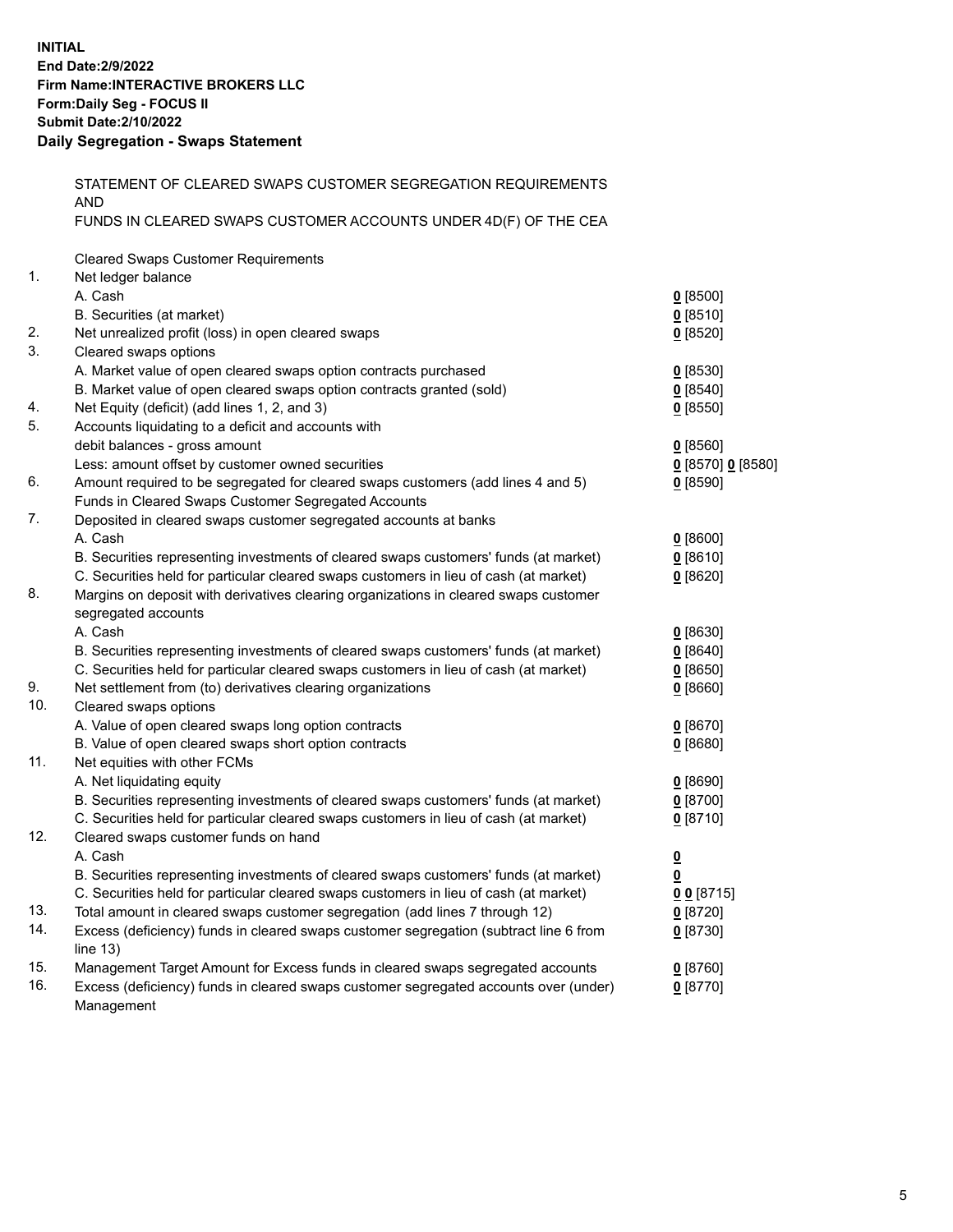**INITIAL**
**End Date:2/9/2022**
**Firm Name:INTERACTIVE BROKERS LLC**
**Form:Daily Seg - FOCUS II**
**Submit Date:2/10/2022**
**Daily Segregation - Swaps Statement**

STATEMENT OF CLEARED SWAPS CUSTOMER SEGREGATION REQUIREMENTS AND FUNDS IN CLEARED SWAPS CUSTOMER ACCOUNTS UNDER 4D(F) OF THE CEA

Cleared Swaps Customer Requirements

| | | |
|---|---|---|
| 1. | Net ledger balance | |
| | A. Cash | 0 [8500] |
| | B. Securities (at market) | 0 [8510] |
| 2. | Net unrealized profit (loss) in open cleared swaps | 0 [8520] |
| 3. | Cleared swaps options | |
| | A. Market value of open cleared swaps option contracts purchased | 0 [8530] |
| | B. Market value of open cleared swaps option contracts granted (sold) | 0 [8540] |
| 4. | Net Equity (deficit) (add lines 1, 2, and 3) | 0 [8550] |
| 5. | Accounts liquidating to a deficit and accounts with | |
| | debit balances - gross amount | 0 [8560] |
| | Less: amount offset by customer owned securities | 0 [8570] 0 [8580] |
| 6. | Amount required to be segregated for cleared swaps customers (add lines 4 and 5) | 0 [8590] |
| | Funds in Cleared Swaps Customer Segregated Accounts | |
| 7. | Deposited in cleared swaps customer segregated accounts at banks | |
| | A. Cash | 0 [8600] |
| | B. Securities representing investments of cleared swaps customers' funds (at market) | 0 [8610] |
| | C. Securities held for particular cleared swaps customers in lieu of cash (at market) | 0 [8620] |
| 8. | Margins on deposit with derivatives clearing organizations in cleared swaps customer segregated accounts | |
| | A. Cash | 0 [8630] |
| | B. Securities representing investments of cleared swaps customers' funds (at market) | 0 [8640] |
| | C. Securities held for particular cleared swaps customers in lieu of cash (at market) | 0 [8650] |
| 9. | Net settlement from (to) derivatives clearing organizations | 0 [8660] |
| 10. | Cleared swaps options | |
| | A. Value of open cleared swaps long option contracts | 0 [8670] |
| | B. Value of open cleared swaps short option contracts | 0 [8680] |
| 11. | Net equities with other FCMs | |
| | A. Net liquidating equity | 0 [8690] |
| | B. Securities representing investments of cleared swaps customers' funds (at market) | 0 [8700] |
| | C. Securities held for particular cleared swaps customers in lieu of cash (at market) | 0 [8710] |
| 12. | Cleared swaps customer funds on hand | |
| | A. Cash | 0 |
| | B. Securities representing investments of cleared swaps customers' funds (at market) | 0 |
| | C. Securities held for particular cleared swaps customers in lieu of cash (at market) | 0 0 [8715] |
| 13. | Total amount in cleared swaps customer segregation (add lines 7 through 12) | 0 [8720] |
| 14. | Excess (deficiency) funds in cleared swaps customer segregation (subtract line 6 from line 13) | 0 [8730] |
| 15. | Management Target Amount for Excess funds in cleared swaps segregated accounts | 0 [8760] |
| 16. | Excess (deficiency) funds in cleared swaps customer segregated accounts over (under) Management | 0 [8770] |